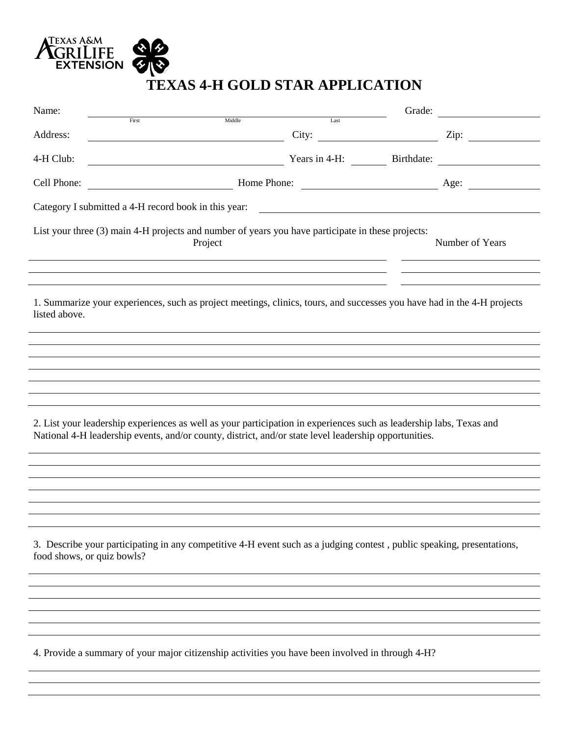Texas A&M AgriLife Extension

# TEXAS 4-H GOLD STAR APPLICATION

Name: ______________________________ Grade: __________
First Middle Last

Address: ______________________ City: ______________ Zip: __________

4-H Club: ______________________ Years in 4-H: _______ Birthdate: __________

Cell Phone: ______________ Home Phone: ______________ Age: __________

Category I submitted a 4-H record book in this year: ______________________________

List your three (3) main 4-H projects and number of years you have participate in these projects:

| Project | Number of Years |
|---|---|
| | |
| | |
| | |

1. Summarize your experiences, such as project meetings, clinics, tours, and successes you have had in the 4-H projects listed above.

2. List your leadership experiences as well as your participation in experiences such as leadership labs, Texas and National 4-H leadership events, and/or county, district, and/or state level leadership opportunities.

3. Describe your participating in any competitive 4-H event such as a judging contest , public speaking, presentations, food shows, or quiz bowls?

4. Provide a summary of your major citizenship activities you have been involved in through 4-H?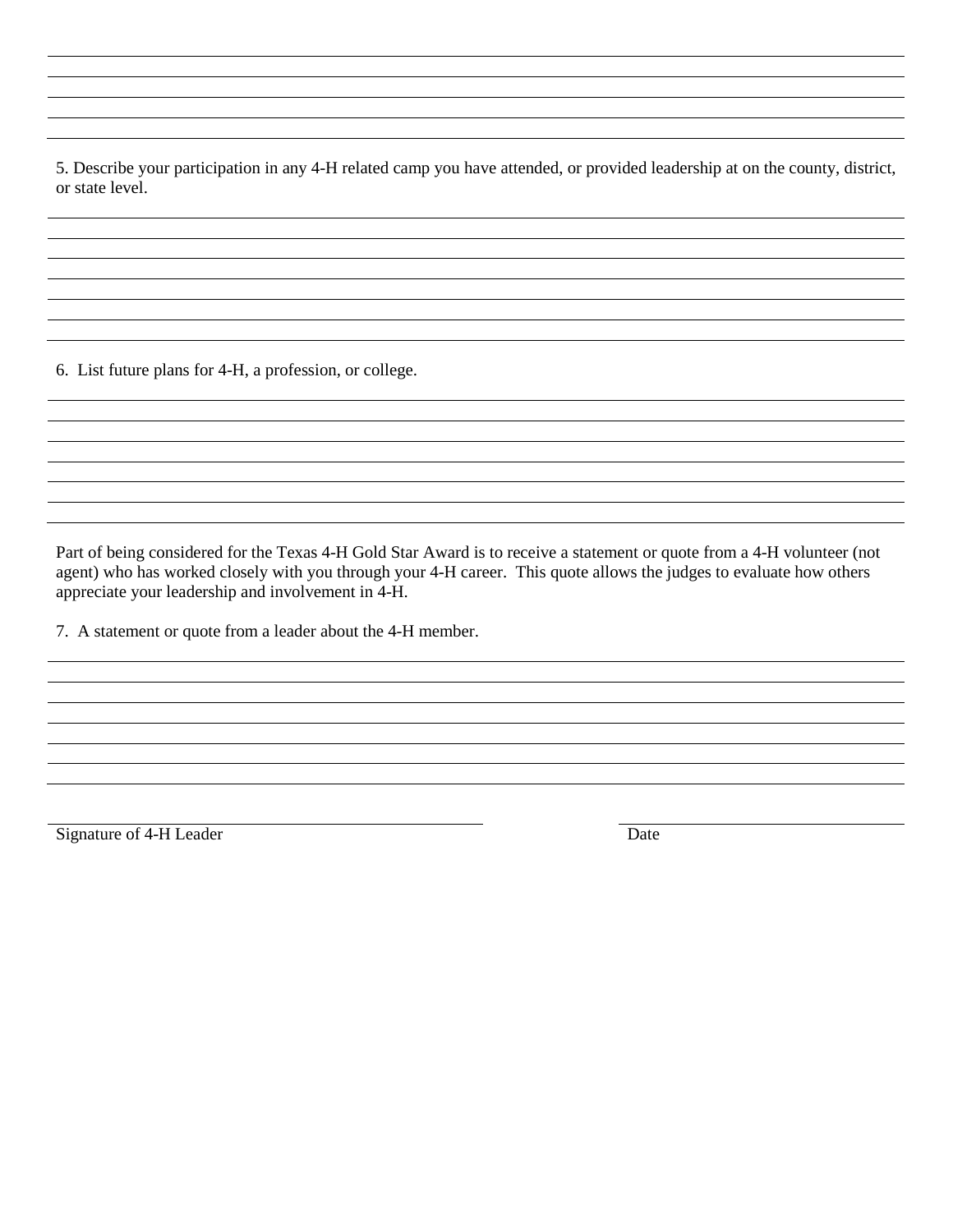5. Describe your participation in any 4-H related camp you have attended, or provided leadership at on the county, district, or state level.

6. List future plans for 4-H, a profession, or college.

Part of being considered for the Texas 4-H Gold Star Award is to receive a statement or quote from a 4-H volunteer (not agent) who has worked closely with you through your 4-H career. This quote allows the judges to evaluate how others appreciate your leadership and involvement in 4-H.

7. A statement or quote from a leader about the 4-H member.

Signature of 4-H Leader

Date